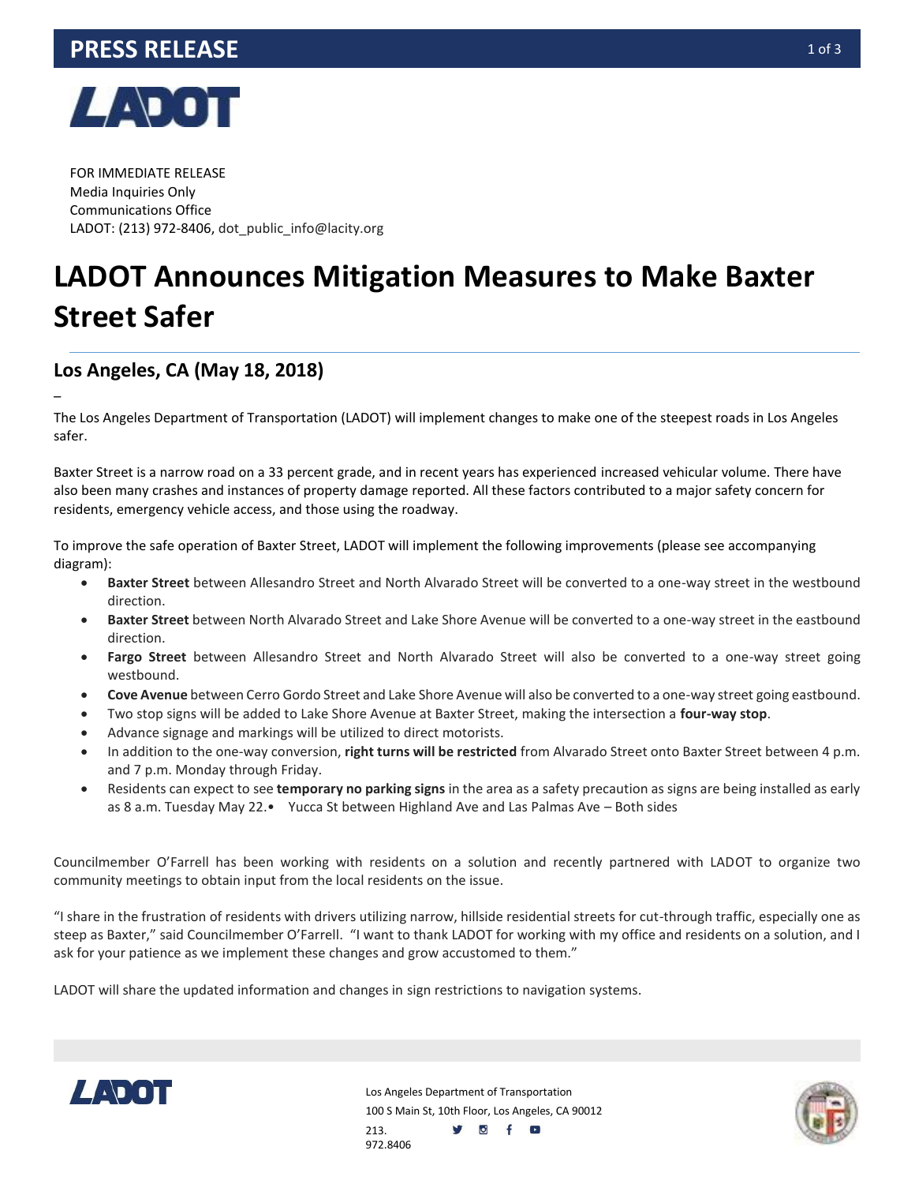# PRESS RELEASE

FOR IMMEDIATE RELEASE
Media Inquiries Only
Communications Office
LADOT: (213) 972-8406, dot_public_info@lacity.org

# LADOT Announces Mitigation Measures to Make Baxter Street Safer

## Los Angeles, CA (May 18, 2018)

–

The Los Angeles Department of Transportation (LADOT) will implement changes to make one of the steepest roads in Los Angeles safer.

Baxter Street is a narrow road on a 33 percent grade, and in recent years has experienced increased vehicular volume. There have also been many crashes and instances of property damage reported. All these factors contributed to a major safety concern for residents, emergency vehicle access, and those using the roadway.

To improve the safe operation of Baxter Street, LADOT will implement the following improvements (please see accompanying diagram):

- **Baxter Street** between Allesandro Street and North Alvarado Street will be converted to a one-way street in the westbound direction.
- **Baxter Street** between North Alvarado Street and Lake Shore Avenue will be converted to a one-way street in the eastbound direction.
- **Fargo Street** between Allesandro Street and North Alvarado Street will also be converted to a one-way street going westbound.
- **Cove Avenue** between Cerro Gordo Street and Lake Shore Avenue will also be converted to a one-way street going eastbound.
- Two stop signs will be added to Lake Shore Avenue at Baxter Street, making the intersection a **four-way stop**.
- Advance signage and markings will be utilized to direct motorists.
- In addition to the one-way conversion, **right turns will be restricted** from Alvarado Street onto Baxter Street between 4 p.m. and 7 p.m. Monday through Friday.
- Residents can expect to see **temporary no parking signs** in the area as a safety precaution as signs are being installed as early as 8 a.m. Tuesday May 22.• Yucca St between Highland Ave and Las Palmas Ave – Both sides

Councilmember O'Farrell has been working with residents on a solution and recently partnered with LADOT to organize two community meetings to obtain input from the local residents on the issue.

"I share in the frustration of residents with drivers utilizing narrow, hillside residential streets for cut-through traffic, especially one as steep as Baxter," said Councilmember O'Farrell. "I want to thank LADOT for working with my office and residents on a solution, and I ask for your patience as we implement these changes and grow accustomed to them."

LADOT will share the updated information and changes in sign restrictions to navigation systems.

Los Angeles Department of Transportation
100 S Main St, 10th Floor, Los Angeles, CA 90012
213.972.8406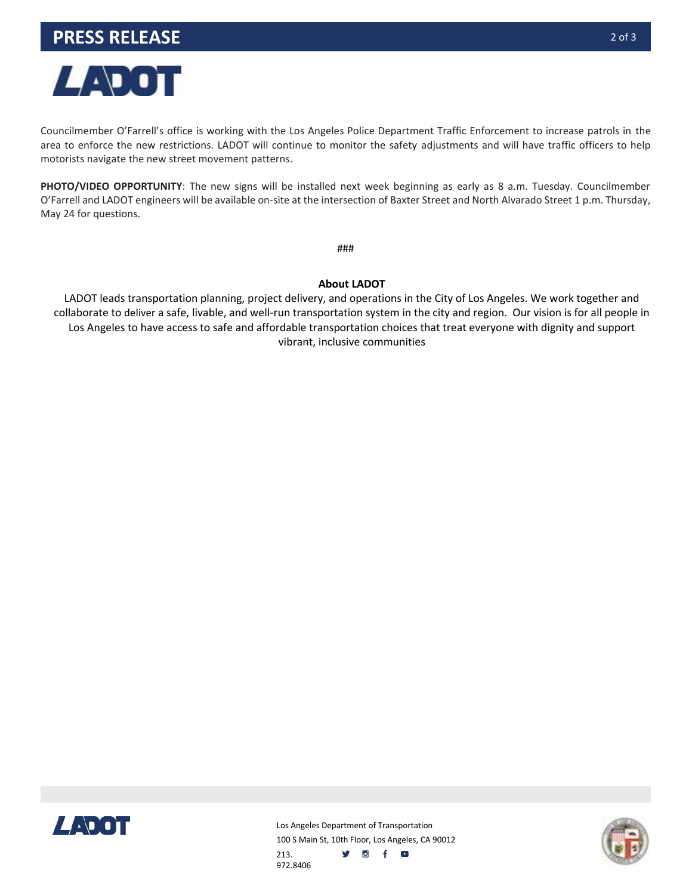Councilmember O'Farrell's office is working with the Los Angeles Police Department Traffic Enforcement to increase patrols in the area to enforce the new restrictions. LADOT will continue to monitor the safety adjustments and will have traffic officers to help motorists navigate the new street movement patterns.

**PHOTO/VIDEO OPPORTUNITY**: The new signs will be installed next week beginning as early as 8 a.m. Tuesday. Councilmember O'Farrell and LADOT engineers will be available on-site at the intersection of Baxter Street and North Alvarado Street 1 p.m. Thursday, May 24 for questions.

###

**About LADOT**

LADOT leads transportation planning, project delivery, and operations in the City of Los Angeles. We work together and collaborate to deliver a safe, livable, and well-run transportation system in the city and region. Our vision is for all people in Los Angeles to have access to safe and affordable transportation choices that treat everyone with dignity and support vibrant, inclusive communities

Los Angeles Department of Transportation
100 S Main St, 10th Floor, Los Angeles, CA 90012
213. 972.8406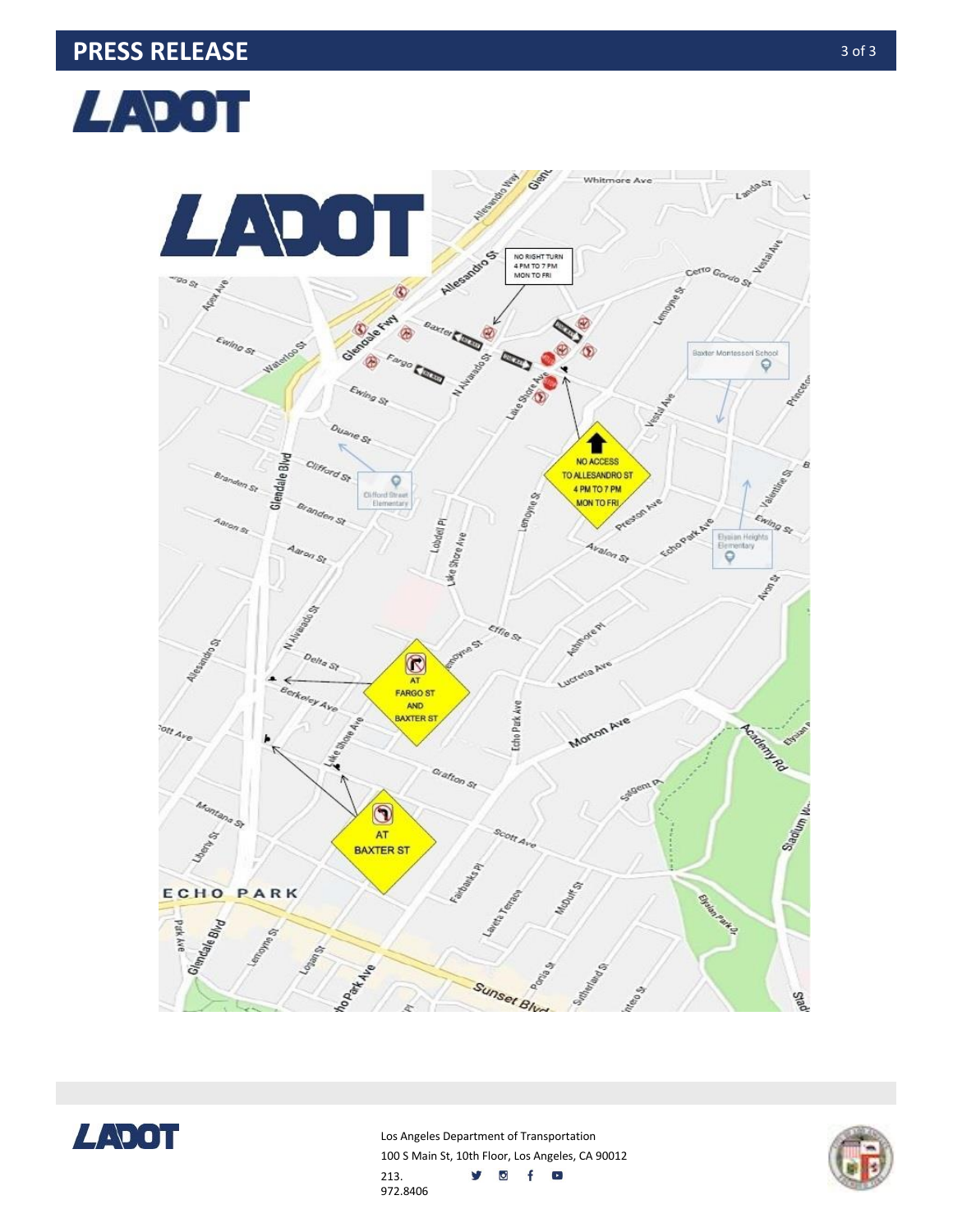# PRESS RELEASE

LADOT

LADOT

NO RIGHT TURN
4 PM TO 7 PM
MON TO FRI

NO ACCESS
TO ALLESANDRO ST
4 PM TO 7 PM
MON TO FRI

AT
FARGO ST
AND
BAXTER ST

AT
BAXTER ST

Whitmore Ave
Landa St
Allesandro Way
Allesandro St
Cerro Gordo St
Vestal Ave
Glendale Fwy
Baxter
Fargo
N Alvarado St
Lake Shore Ave
Lemoyne St
Baxter Montessori School
Ewing St
Waterloo St
Apex Ave
Duane St
Clifford St
Clifford Street Elementary
Glendale Blvd
Branden St
Aaron St
Lobdell Pl
Lake Shore Ave
Lemoyne St
Preston Ave
Echo Park Ave
Avalon St
Valentine St
Ewing St
Elysian Heights Elementary
Avon St
Princeton
Effie St
Ashmore Pl
Lucretia Ave
Delta St
Berkeley Ave
Allesandro St
N Alvarado St
Echo Park Ave
Morton Ave
Academy Rd
Grafton St
Sargent Pl
Montana St
Liberty St
Scott Ave
ECHO PARK
Fairbanks Pl
Lemoyne St
Logan St
Echo Park Ave
Sunset Blvd
Portia St
McDuff St
Laveta Terrace
Sutherland St
Elysian Park Dr
Stadium Way
Park Ave
Glendale Blvd

LADOT

Los Angeles Department of Transportation
100 S Main St, 10th Floor, Los Angeles, CA 90012
213.
972.8406